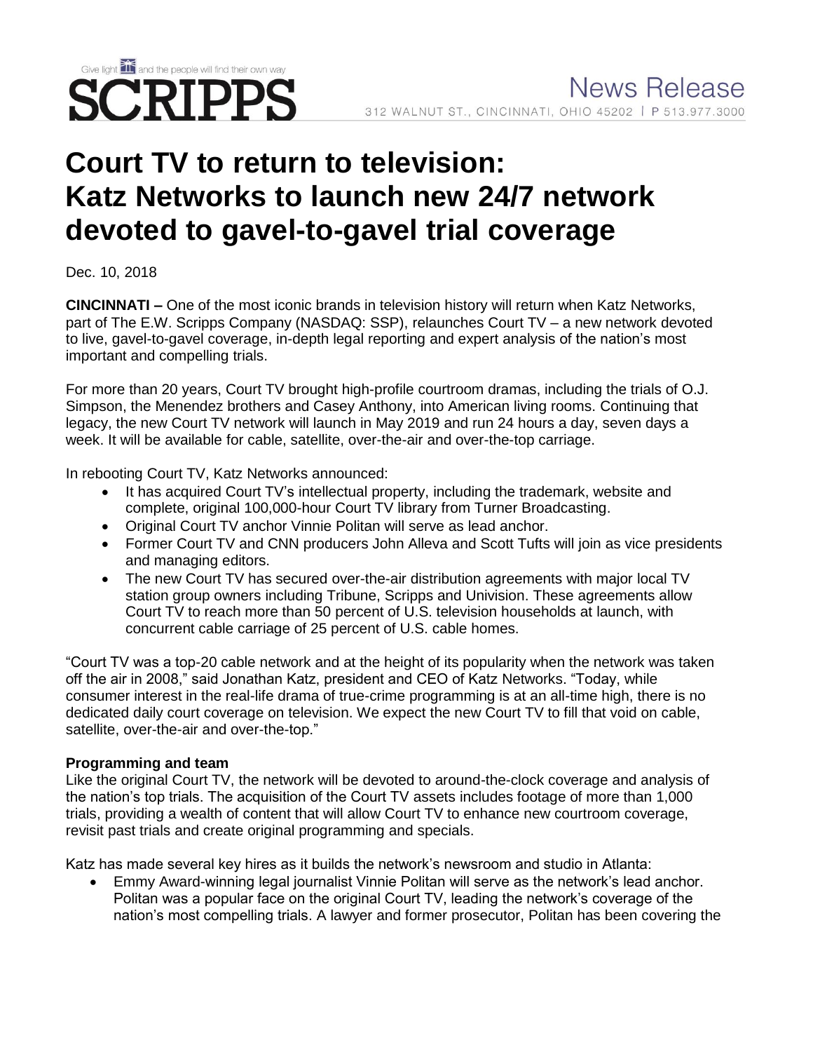Give light and the people will find their own way

SCRIPPS

News Release

312 WALNUT ST., CINCINNATI, OHIO 45202 | P 513.977.3000

# Court TV to return to television: Katz Networks to launch new 24/7 network devoted to gavel-to-gavel trial coverage

Dec. 10, 2018

**CINCINNATI –** One of the most iconic brands in television history will return when Katz Networks, part of The E.W. Scripps Company (NASDAQ: SSP), relaunches Court TV – a new network devoted to live, gavel-to-gavel coverage, in-depth legal reporting and expert analysis of the nation's most important and compelling trials.

For more than 20 years, Court TV brought high-profile courtroom dramas, including the trials of O.J. Simpson, the Menendez brothers and Casey Anthony, into American living rooms. Continuing that legacy, the new Court TV network will launch in May 2019 and run 24 hours a day, seven days a week. It will be available for cable, satellite, over-the-air and over-the-top carriage.

In rebooting Court TV, Katz Networks announced:

- It has acquired Court TV's intellectual property, including the trademark, website and complete, original 100,000-hour Court TV library from Turner Broadcasting.
- Original Court TV anchor Vinnie Politan will serve as lead anchor.
- Former Court TV and CNN producers John Alleva and Scott Tufts will join as vice presidents and managing editors.
- The new Court TV has secured over-the-air distribution agreements with major local TV station group owners including Tribune, Scripps and Univision. These agreements allow Court TV to reach more than 50 percent of U.S. television households at launch, with concurrent cable carriage of 25 percent of U.S. cable homes.

"Court TV was a top-20 cable network and at the height of its popularity when the network was taken off the air in 2008," said Jonathan Katz, president and CEO of Katz Networks. "Today, while consumer interest in the real-life drama of true-crime programming is at an all-time high, there is no dedicated daily court coverage on television. We expect the new Court TV to fill that void on cable, satellite, over-the-air and over-the-top."

**Programming and team**

Like the original Court TV, the network will be devoted to around-the-clock coverage and analysis of the nation's top trials. The acquisition of the Court TV assets includes footage of more than 1,000 trials, providing a wealth of content that will allow Court TV to enhance new courtroom coverage, revisit past trials and create original programming and specials.

Katz has made several key hires as it builds the network's newsroom and studio in Atlanta:

- Emmy Award-winning legal journalist Vinnie Politan will serve as the network's lead anchor. Politan was a popular face on the original Court TV, leading the network's coverage of the nation's most compelling trials. A lawyer and former prosecutor, Politan has been covering the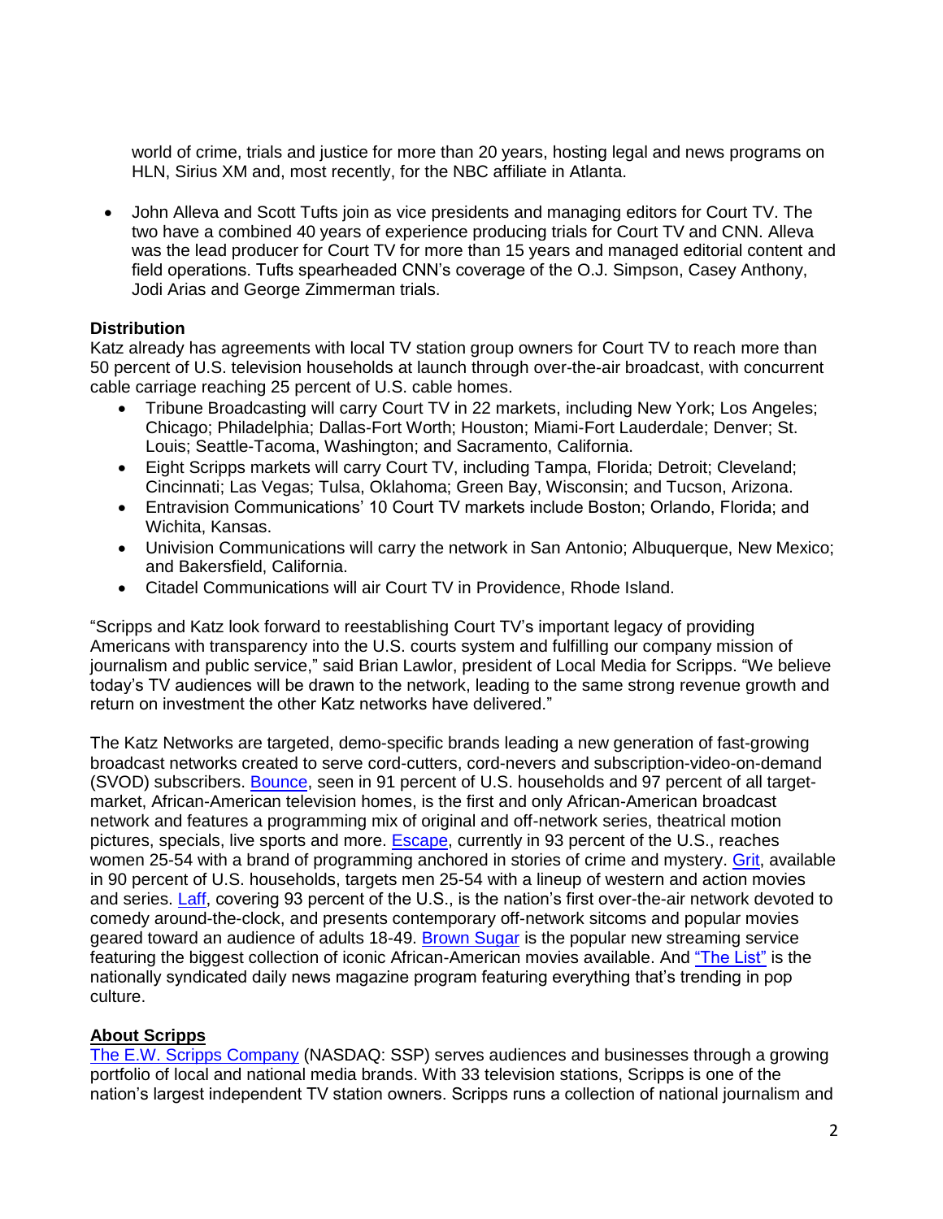world of crime, trials and justice for more than 20 years, hosting legal and news programs on HLN, Sirius XM and, most recently, for the NBC affiliate in Atlanta.

- John Alleva and Scott Tufts join as vice presidents and managing editors for Court TV. The two have a combined 40 years of experience producing trials for Court TV and CNN. Alleva was the lead producer for Court TV for more than 15 years and managed editorial content and field operations. Tufts spearheaded CNN's coverage of the O.J. Simpson, Casey Anthony, Jodi Arias and George Zimmerman trials.

**Distribution**

Katz already has agreements with local TV station group owners for Court TV to reach more than 50 percent of U.S. television households at launch through over-the-air broadcast, with concurrent cable carriage reaching 25 percent of U.S. cable homes.

- Tribune Broadcasting will carry Court TV in 22 markets, including New York; Los Angeles; Chicago; Philadelphia; Dallas-Fort Worth; Houston; Miami-Fort Lauderdale; Denver; St. Louis; Seattle-Tacoma, Washington; and Sacramento, California.
- Eight Scripps markets will carry Court TV, including Tampa, Florida; Detroit; Cleveland; Cincinnati; Las Vegas; Tulsa, Oklahoma; Green Bay, Wisconsin; and Tucson, Arizona.
- Entravision Communications' 10 Court TV markets include Boston; Orlando, Florida; and Wichita, Kansas.
- Univision Communications will carry the network in San Antonio; Albuquerque, New Mexico; and Bakersfield, California.
- Citadel Communications will air Court TV in Providence, Rhode Island.

"Scripps and Katz look forward to reestablishing Court TV's important legacy of providing Americans with transparency into the U.S. courts system and fulfilling our company mission of journalism and public service," said Brian Lawlor, president of Local Media for Scripps. "We believe today's TV audiences will be drawn to the network, leading to the same strong revenue growth and return on investment the other Katz networks have delivered."

The Katz Networks are targeted, demo-specific brands leading a new generation of fast-growing broadcast networks created to serve cord-cutters, cord-nevers and subscription-video-on-demand (SVOD) subscribers. Bounce, seen in 91 percent of U.S. households and 97 percent of all target-market, African-American television homes, is the first and only African-American broadcast network and features a programming mix of original and off-network series, theatrical motion pictures, specials, live sports and more. Escape, currently in 93 percent of the U.S., reaches women 25-54 with a brand of programming anchored in stories of crime and mystery. Grit, available in 90 percent of U.S. households, targets men 25-54 with a lineup of western and action movies and series. Laff, covering 93 percent of the U.S., is the nation's first over-the-air network devoted to comedy around-the-clock, and presents contemporary off-network sitcoms and popular movies geared toward an audience of adults 18-49. Brown Sugar is the popular new streaming service featuring the biggest collection of iconic African-American movies available. And "The List" is the nationally syndicated daily news magazine program featuring everything that's trending in pop culture.

**About Scripps**

The E.W. Scripps Company (NASDAQ: SSP) serves audiences and businesses through a growing portfolio of local and national media brands. With 33 television stations, Scripps is one of the nation's largest independent TV station owners. Scripps runs a collection of national journalism and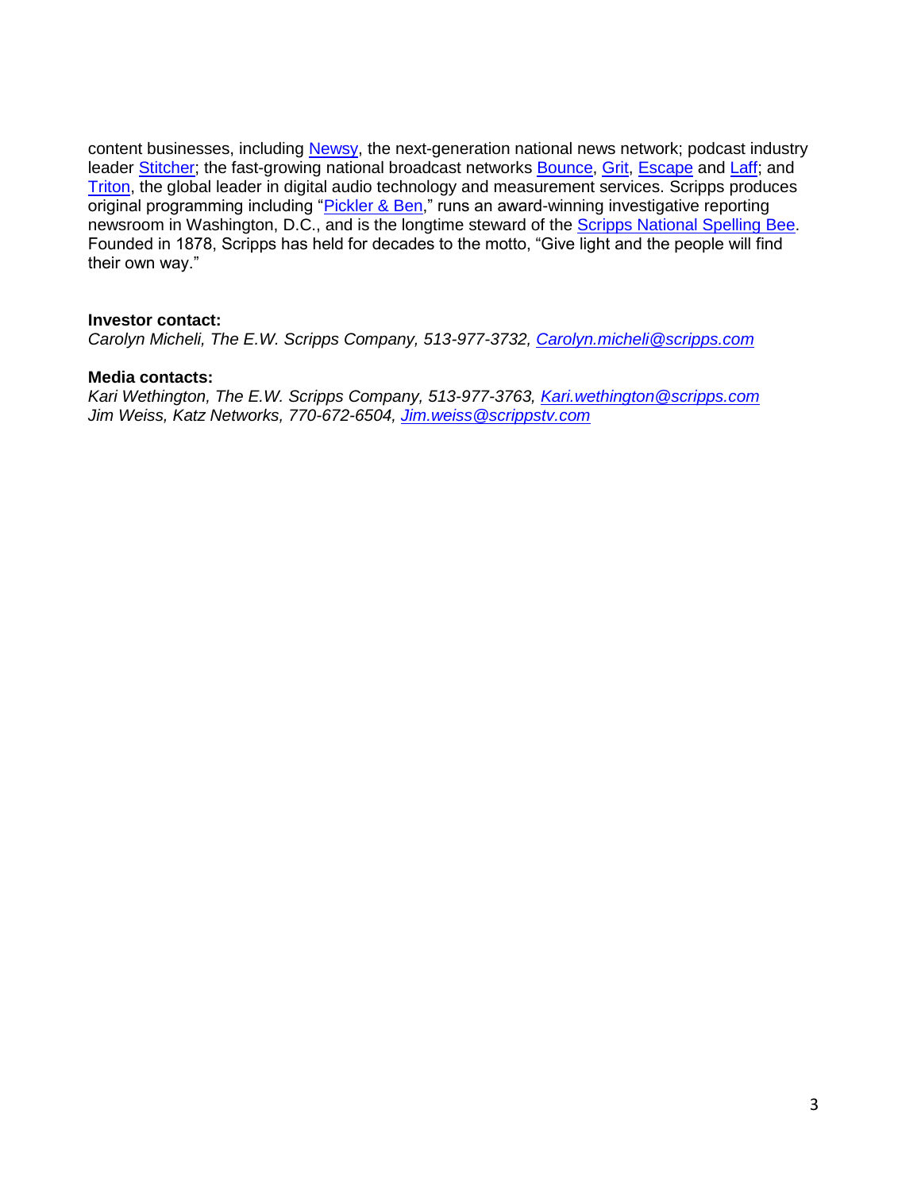content businesses, including Newsy, the next-generation national news network; podcast industry leader Stitcher; the fast-growing national broadcast networks Bounce, Grit, Escape and Laff; and Triton, the global leader in digital audio technology and measurement services. Scripps produces original programming including "Pickler & Ben," runs an award-winning investigative reporting newsroom in Washington, D.C., and is the longtime steward of the Scripps National Spelling Bee. Founded in 1878, Scripps has held for decades to the motto, "Give light and the people will find their own way."

**Investor contact:**
*Carolyn Micheli, The E.W. Scripps Company, 513-977-3732, Carolyn.micheli@scripps.com*

**Media contacts:**
*Kari Wethington, The E.W. Scripps Company, 513-977-3763, Kari.wethington@scripps.com*
*Jim Weiss, Katz Networks, 770-672-6504, Jim.weiss@scrippstv.com*